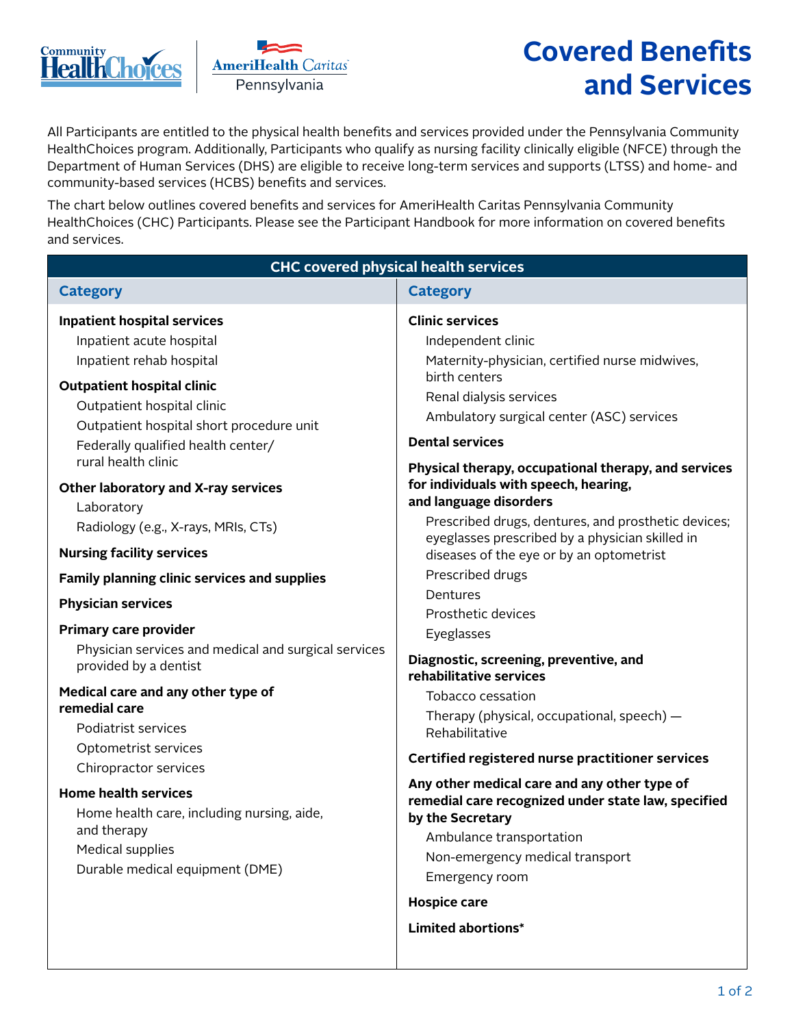# Covered Benefits and Services

All Participants are entitled to the physical health benefits and services provided under the Pennsylvania Community HealthChoices program. Additionally, Participants who qualify as nursing facility clinically eligible (NFCE) through the Department of Human Services (DHS) are eligible to receive long-term services and supports (LTSS) and home- and community-based services (HCBS) benefits and services.

The chart below outlines covered benefits and services for AmeriHealth Caritas Pennsylvania Community HealthChoices (CHC) Participants. Please see the Participant Handbook for more information on covered benefits and services.

## CHC covered physical health services

### Category

**Inpatient hospital services**
- Inpatient acute hospital
- Inpatient rehab hospital

**Outpatient hospital clinic**
- Outpatient hospital clinic
- Outpatient hospital short procedure unit
- Federally qualified health center/ rural health clinic

**Other laboratory and X-ray services**
- Laboratory
- Radiology (e.g., X-rays, MRIs, CTs)

**Nursing facility services**

**Family planning clinic services and supplies**

**Physician services**

**Primary care provider**
- Physician services and medical and surgical services provided by a dentist

**Medical care and any other type of remedial care**
- Podiatrist services
- Optometrist services
- Chiropractor services

**Home health services**
- Home health care, including nursing, aide, and therapy
- Medical supplies
- Durable medical equipment (DME)

### Category

**Clinic services**
- Independent clinic
- Maternity-physician, certified nurse midwives, birth centers
- Renal dialysis services
- Ambulatory surgical center (ASC) services

**Dental services**

**Physical therapy, occupational therapy, and services for individuals with speech, hearing, and language disorders**
- Prescribed drugs, dentures, and prosthetic devices; eyeglasses prescribed by a physician skilled in diseases of the eye or by an optometrist
- Prescribed drugs
- Dentures
- Prosthetic devices
- Eyeglasses

**Diagnostic, screening, preventive, and rehabilitative services**
- Tobacco cessation
- Therapy (physical, occupational, speech) — Rehabilitative

**Certified registered nurse practitioner services**

**Any other medical care and any other type of remedial care recognized under state law, specified by the Secretary**
- Ambulance transportation
- Non-emergency medical transport
- Emergency room

**Hospice care**

**Limited abortions***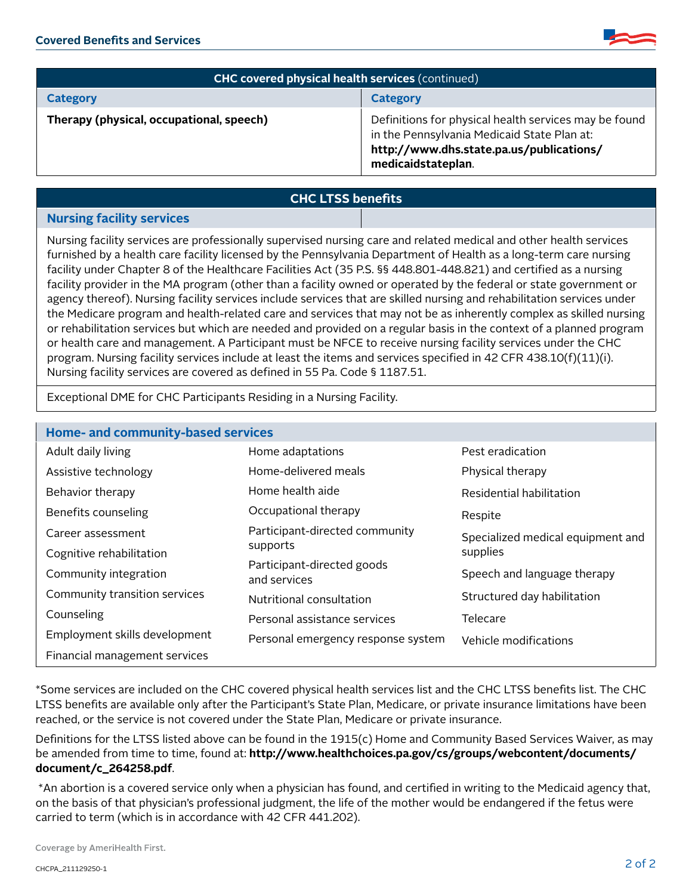| CHC covered physical health services (continued) | |
| --- | --- |
| **Category** | **Category** |
| **Therapy (physical, occupational, speech)** | Definitions for physical health services may be found in the Pennsylvania Medicaid State Plan at: **http://www.dhs.state.pa.us/publications/medicaidstateplan**. |

## CHC LTSS benefits

### Nursing facility services

Nursing facility services are professionally supervised nursing care and related medical and other health services furnished by a health care facility licensed by the Pennsylvania Department of Health as a long-term care nursing facility under Chapter 8 of the Healthcare Facilities Act (35 P.S. §§ 448.801-448.821) and certified as a nursing facility provider in the MA program (other than a facility owned or operated by the federal or state government or agency thereof). Nursing facility services include services that are skilled nursing and rehabilitation services under the Medicare program and health-related care and services that may not be as inherently complex as skilled nursing or rehabilitation services but which are needed and provided on a regular basis in the context of a planned program or health care and management. A Participant must be NFCE to receive nursing facility services under the CHC program. Nursing facility services include at least the items and services specified in 42 CFR 438.10(f)(11)(i). Nursing facility services are covered as defined in 55 Pa. Code § 1187.51.

Exceptional DME for CHC Participants Residing in a Nursing Facility.

### Home- and community-based services

| | | |
| --- | --- | --- |
| Adult daily living | Home adaptations | Pest eradication |
| Assistive technology | Home-delivered meals | Physical therapy |
| Behavior therapy | Home health aide | Residential habilitation |
| Benefits counseling | Occupational therapy | Respite |
| Career assessment | Participant-directed community supports | Specialized medical equipment and supplies |
| Cognitive rehabilitation | Participant-directed goods and services | Speech and language therapy |
| Community integration | Nutritional consultation | Structured day habilitation |
| Community transition services | Personal assistance services | Telecare |
| Counseling | Personal emergency response system | Vehicle modifications |
| Employment skills development | | |
| Financial management services | | |

*Some services are included on the CHC covered physical health services list and the CHC LTSS benefits list. The CHC LTSS benefits are available only after the Participant's State Plan, Medicare, or private insurance limitations have been reached, or the service is not covered under the State Plan, Medicare or private insurance.

Definitions for the LTSS listed above can be found in the 1915(c) Home and Community Based Services Waiver, as may be amended from time to time, found at: **http://www.healthchoices.pa.gov/cs/groups/webcontent/documents/document/c_264258.pdf**.

*An abortion is a covered service only when a physician has found, and certified in writing to the Medicaid agency that, on the basis of that physician's professional judgment, the life of the mother would be endangered if the fetus were carried to term (which is in accordance with 42 CFR 441.202).

Coverage by AmeriHealth First.

CHCPA_211129250-1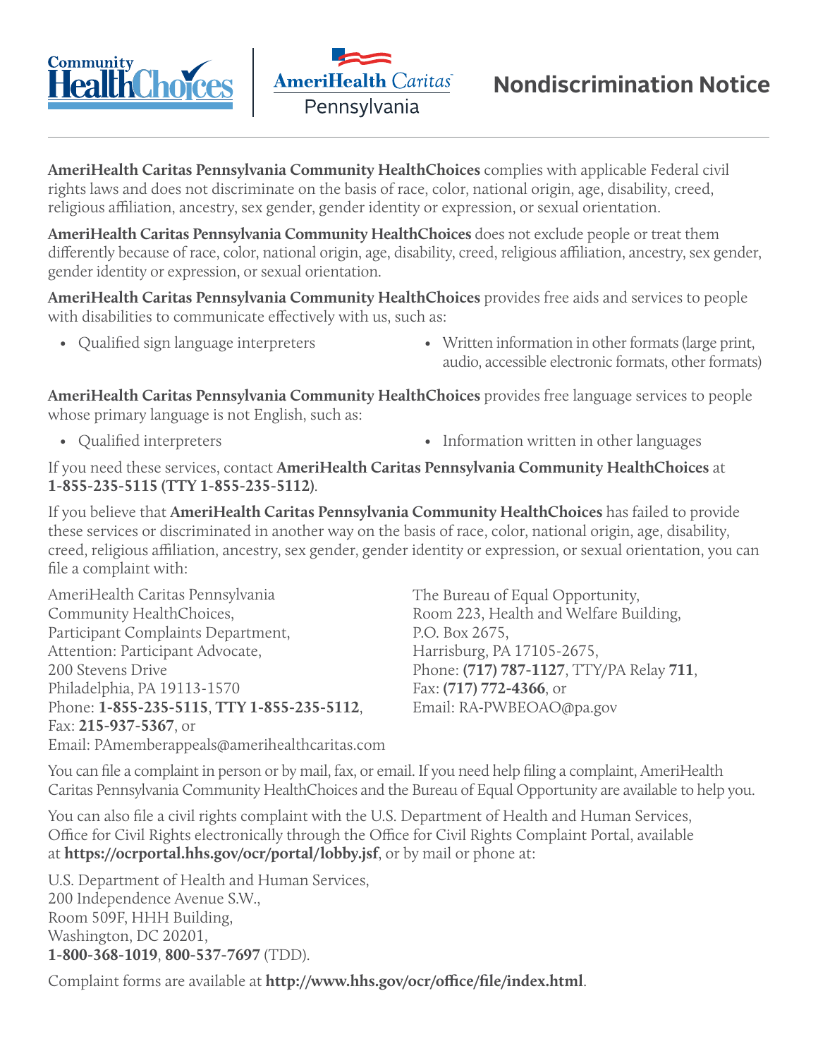# Nondiscrimination Notice

**AmeriHealth Caritas Pennsylvania Community HealthChoices** complies with applicable Federal civil rights laws and does not discriminate on the basis of race, color, national origin, age, disability, creed, religious affiliation, ancestry, sex gender, gender identity or expression, or sexual orientation.

**AmeriHealth Caritas Pennsylvania Community HealthChoices** does not exclude people or treat them differently because of race, color, national origin, age, disability, creed, religious affiliation, ancestry, sex gender, gender identity or expression, or sexual orientation.

**AmeriHealth Caritas Pennsylvania Community HealthChoices** provides free aids and services to people with disabilities to communicate effectively with us, such as:

- Qualified sign language interpreters
- Written information in other formats (large print, audio, accessible electronic formats, other formats)

**AmeriHealth Caritas Pennsylvania Community HealthChoices** provides free language services to people whose primary language is not English, such as:

- Qualified interpreters
- Information written in other languages

If you need these services, contact **AmeriHealth Caritas Pennsylvania Community HealthChoices** at **1-855-235-5115 (TTY 1-855-235-5112)**.

If you believe that **AmeriHealth Caritas Pennsylvania Community HealthChoices** has failed to provide these services or discriminated in another way on the basis of race, color, national origin, age, disability, creed, religious affiliation, ancestry, sex gender, gender identity or expression, or sexual orientation, you can file a complaint with:

AmeriHealth Caritas Pennsylvania
Community HealthChoices,
Participant Complaints Department,
Attention: Participant Advocate,
200 Stevens Drive
Philadelphia, PA 19113-1570
Phone: **1-855-235-5115**, **TTY 1-855-235-5112**,
Fax: **215-937-5367**, or
Email: PAmemberappeals@amerihealthcaritas.com

The Bureau of Equal Opportunity,
Room 223, Health and Welfare Building,
P.O. Box 2675,
Harrisburg, PA 17105-2675,
Phone: **(717) 787-1127**, TTY/PA Relay **711**,
Fax: **(717) 772-4366**, or
Email: RA-PWBEOAO@pa.gov

You can file a complaint in person or by mail, fax, or email. If you need help filing a complaint, AmeriHealth Caritas Pennsylvania Community HealthChoices and the Bureau of Equal Opportunity are available to help you.

You can also file a civil rights complaint with the U.S. Department of Health and Human Services, Office for Civil Rights electronically through the Office for Civil Rights Complaint Portal, available at **https://ocrportal.hhs.gov/ocr/portal/lobby.jsf**, or by mail or phone at:

U.S. Department of Health and Human Services,
200 Independence Avenue S.W.,
Room 509F, HHH Building,
Washington, DC 20201,
**1-800-368-1019**, **800-537-7697** (TDD).

Complaint forms are available at **http://www.hhs.gov/ocr/office/file/index.html**.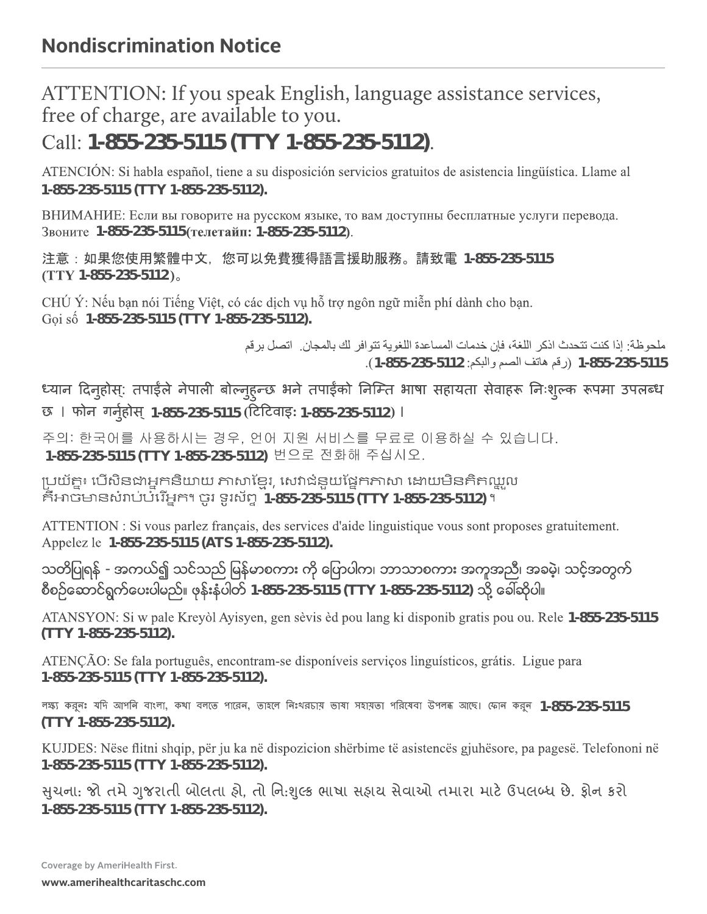## Nondiscrimination Notice

ATTENTION: If you speak English, language assistance services, free of charge, are available to you.
Call: **1-855-235-5115 (TTY 1-855-235-5112)**.

ATENCIÓN: Si habla español, tiene a su disposición servicios gratuitos de asistencia lingüística. Llame al **1-855-235-5115 (TTY 1-855-235-5112).**

ВНИМАНИЕ: Если вы говорите на русском языке, то вам доступны бесплатные услуги перевода. Звоните **1-855-235-5115**(**телетайп: 1-855-235-5112**).

注意：如果您使用繁體中文，您可以免費獲得語言援助服務。請致電 **1-855-235-5115 (TTY 1-855-235-5112)**。

CHÚ Ý: Nếu bạn nói Tiếng Việt, có các dịch vụ hỗ trợ ngôn ngữ miễn phí dành cho bạn. Gọi số **1-855-235-5115 (TTY 1-855-235-5112).**

ملحوظة: إذا كنت تتحدث اذكر اللغة، فإن خدمات المساعدة اللغوية تتوافر لك بالمجان. اتصل برقم **1-855-235-5115** (رقم هاتف الصم والبكم: **1-855-235-5112**).

ध्यान दिनुहोस्: तपाईंले नेपाली बोल्नुहुन्छ भने तपाईंको निम्ति भाषा सहायता सेवाहरू निःशुल्क रूपमा उपलब्ध छ । फोन गर्नुहोस् **1-855-235-5115** (टिटिवाइ: **1-855-235-5112**) ।

주의: 한국어를 사용하시는 경우, 언어 지원 서비스를 무료로 이용하실 수 있습니다. **1-855-235-5115 (TTY 1-855-235-5112)** 번으로 전화해 주십시오.

ប្រយ័ត្ន៖ បើសិនជាអ្នកនិយាយ ភាសាខ្មែរ, សេវាជំនួយផ្នែកភាសា ដោយមិនគិតឈ្នួល គឺអាចមានសំរាប់បំរើអ្នក។ ចូរ ទូរស័ព្ទ **1-855-235-5115 (TTY 1-855-235-5112)** ។

ATTENTION : Si vous parlez français, des services d'aide linguistique vous sont proposes gratuitement. Appelez le **1-855-235-5115 (ATS 1-855-235-5112).**

သတိပြုရန် - အကယ်၍ သင်သည် မြန်မာစကား ကို ပြောပါက၊ ဘာသာစကား အကူအညီ၊ အခမဲ့၊ သင့်အတွက် စီစဉ်ဆောင်ရွက်ပေးပါမည်။ ဖုန်းနံပါတ် **1-855-235-5115 (TTY 1-855-235-5112)** သို့ ခေါ်ဆိုပါ။

ATANSYON: Si w pale Kreyòl Ayisyen, gen sèvis èd pou lang ki disponib gratis pou ou. Rele **1-855-235-5115 (TTY 1-855-235-5112).**

ATENÇÃO: Se fala português, encontram-se disponíveis serviços linguísticos, grátis. Ligue para **1-855-235-5115 (TTY 1-855-235-5112).**

লক্ষ্য করুনঃ যদি আপনি বাংলা, কথা বলতে পারেন, তাহলে নিঃখরচায় ভাষা সহায়তা পরিষেবা উপলব্ধ আছে। ফোন করুন **1-855-235-5115 (TTY 1-855-235-5112).**

KUJDES: Nëse flitni shqip, për ju ka në dispozicion shërbime të asistencës gjuhësore, pa pagesë. Telefononi në **1-855-235-5115 (TTY 1-855-235-5112).**

સુચના: જો તમે ગુજરાતી બોલતા હો, તો નિ:શુલ્ક ભાષા સહાય સેવાઓ તમારા માટે ઉપલબ્ધ છે. ફોન કરો **1-855-235-5115 (TTY 1-855-235-5112).**

Coverage by AmeriHealth First.

**www.amerihealthcaritaschc.com**